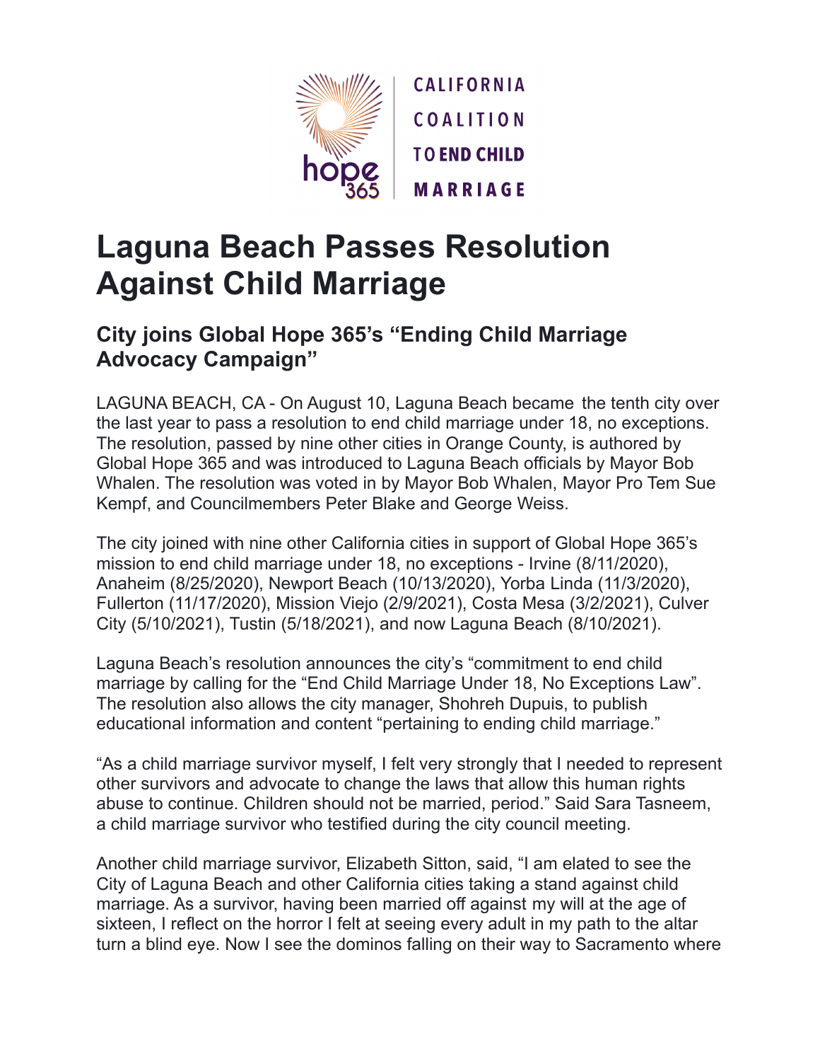CALIFORNIA COALITION TO END CHILD MARRIAGE

# Laguna Beach Passes Resolution Against Child Marriage

## City joins Global Hope 365's "Ending Child Marriage Advocacy Campaign"

LAGUNA BEACH, CA - On August 10, Laguna Beach became the tenth city over the last year to pass a resolution to end child marriage under 18, no exceptions. The resolution, passed by nine other cities in Orange County, is authored by Global Hope 365 and was introduced to Laguna Beach officials by Mayor Bob Whalen. The resolution was voted in by Mayor Bob Whalen, Mayor Pro Tem Sue Kempf, and Councilmembers Peter Blake and George Weiss.

The city joined with nine other California cities in support of Global Hope 365's mission to end child marriage under 18, no exceptions - Irvine (8/11/2020), Anaheim (8/25/2020), Newport Beach (10/13/2020), Yorba Linda (11/3/2020), Fullerton (11/17/2020), Mission Viejo (2/9/2021), Costa Mesa (3/2/2021), Culver City (5/10/2021), Tustin (5/18/2021), and now Laguna Beach (8/10/2021).

Laguna Beach's resolution announces the city's "commitment to end child marriage by calling for the "End Child Marriage Under 18, No Exceptions Law". The resolution also allows the city manager, Shohreh Dupuis, to publish educational information and content "pertaining to ending child marriage."

"As a child marriage survivor myself, I felt very strongly that I needed to represent other survivors and advocate to change the laws that allow this human rights abuse to continue. Children should not be married, period." Said Sara Tasneem, a child marriage survivor who testified during the city council meeting.

Another child marriage survivor, Elizabeth Sitton, said, "I am elated to see the City of Laguna Beach and other California cities taking a stand against child marriage. As a survivor, having been married off against my will at the age of sixteen, I reflect on the horror I felt at seeing every adult in my path to the altar turn a blind eye. Now I see the dominos falling on their way to Sacramento where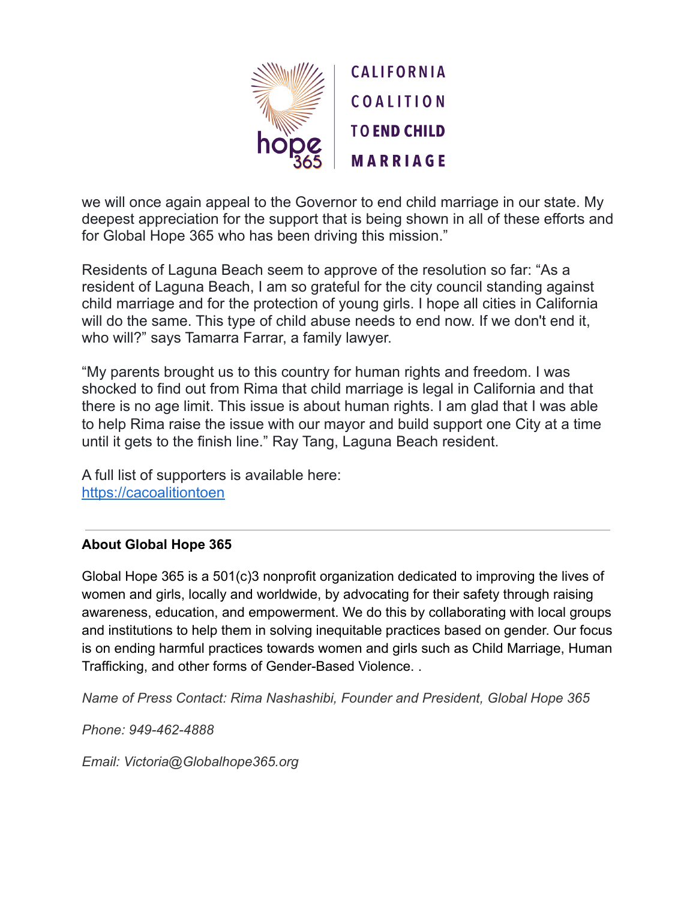we will once again appeal to the Governor to end child marriage in our state. My deepest appreciation for the support that is being shown in all of these efforts and for Global Hope 365 who has been driving this mission."

Residents of Laguna Beach seem to approve of the resolution so far: "As a resident of Laguna Beach, I am so grateful for the city council standing against child marriage and for the protection of young girls. I hope all cities in California will do the same. This type of child abuse needs to end now. If we don't end it, who will?" says Tamarra Farrar, a family lawyer.

"My parents brought us to this country for human rights and freedom. I was shocked to find out from Rima that child marriage is legal in California and that there is no age limit. This issue is about human rights. I am glad that I was able to help Rima raise the issue with our mayor and build support one City at a time until it gets to the finish line." Ray Tang, Laguna Beach resident.

A full list of supporters is available here:
[https://cacoalitiontoen](https://cacoalitiontoen)

---

**About Global Hope 365**

Global Hope 365 is a 501(c)3 nonprofit organization dedicated to improving the lives of women and girls, locally and worldwide, by advocating for their safety through raising awareness, education, and empowerment. We do this by collaborating with local groups and institutions to help them in solving inequitable practices based on gender. Our focus is on ending harmful practices towards women and girls such as Child Marriage, Human Trafficking, and other forms of Gender-Based Violence. .

*Name of Press Contact: Rima Nashashibi, Founder and President, Global Hope 365*

*Phone: 949-462-4888*

*Email: Victoria@Globalhope365.org*